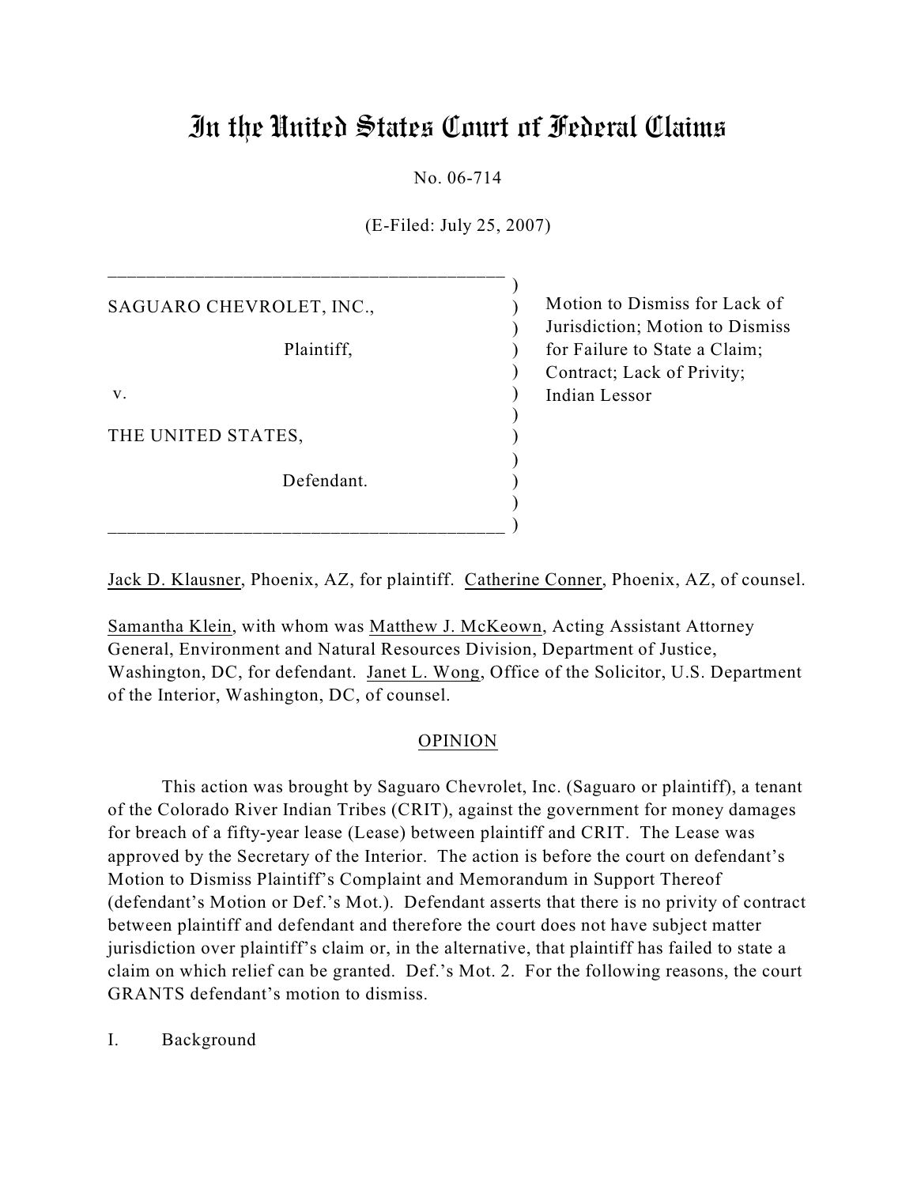# In the United States Court of Federal Claims

No. 06-714

(E-Filed: July 25, 2007)

| | |
|---|---|
| SAGUARO CHEVROLET, INC., Plaintiff, v. THE UNITED STATES, Defendant. | Motion to Dismiss for Lack of Jurisdiction; Motion to Dismiss for Failure to State a Claim; Contract; Lack of Privity; Indian Lessor |

Jack D. Klausner, Phoenix, AZ, for plaintiff. Catherine Conner, Phoenix, AZ, of counsel.

Samantha Klein, with whom was Matthew J. McKeown, Acting Assistant Attorney General, Environment and Natural Resources Division, Department of Justice, Washington, DC, for defendant. Janet L. Wong, Office of the Solicitor, U.S. Department of the Interior, Washington, DC, of counsel.

## OPINION

This action was brought by Saguaro Chevrolet, Inc. (Saguaro or plaintiff), a tenant of the Colorado River Indian Tribes (CRIT), against the government for money damages for breach of a fifty-year lease (Lease) between plaintiff and CRIT. The Lease was approved by the Secretary of the Interior. The action is before the court on defendant's Motion to Dismiss Plaintiff's Complaint and Memorandum in Support Thereof (defendant's Motion or Def.'s Mot.). Defendant asserts that there is no privity of contract between plaintiff and defendant and therefore the court does not have subject matter jurisdiction over plaintiff's claim or, in the alternative, that plaintiff has failed to state a claim on which relief can be granted. Def.'s Mot. 2. For the following reasons, the court GRANTS defendant's motion to dismiss.

I. Background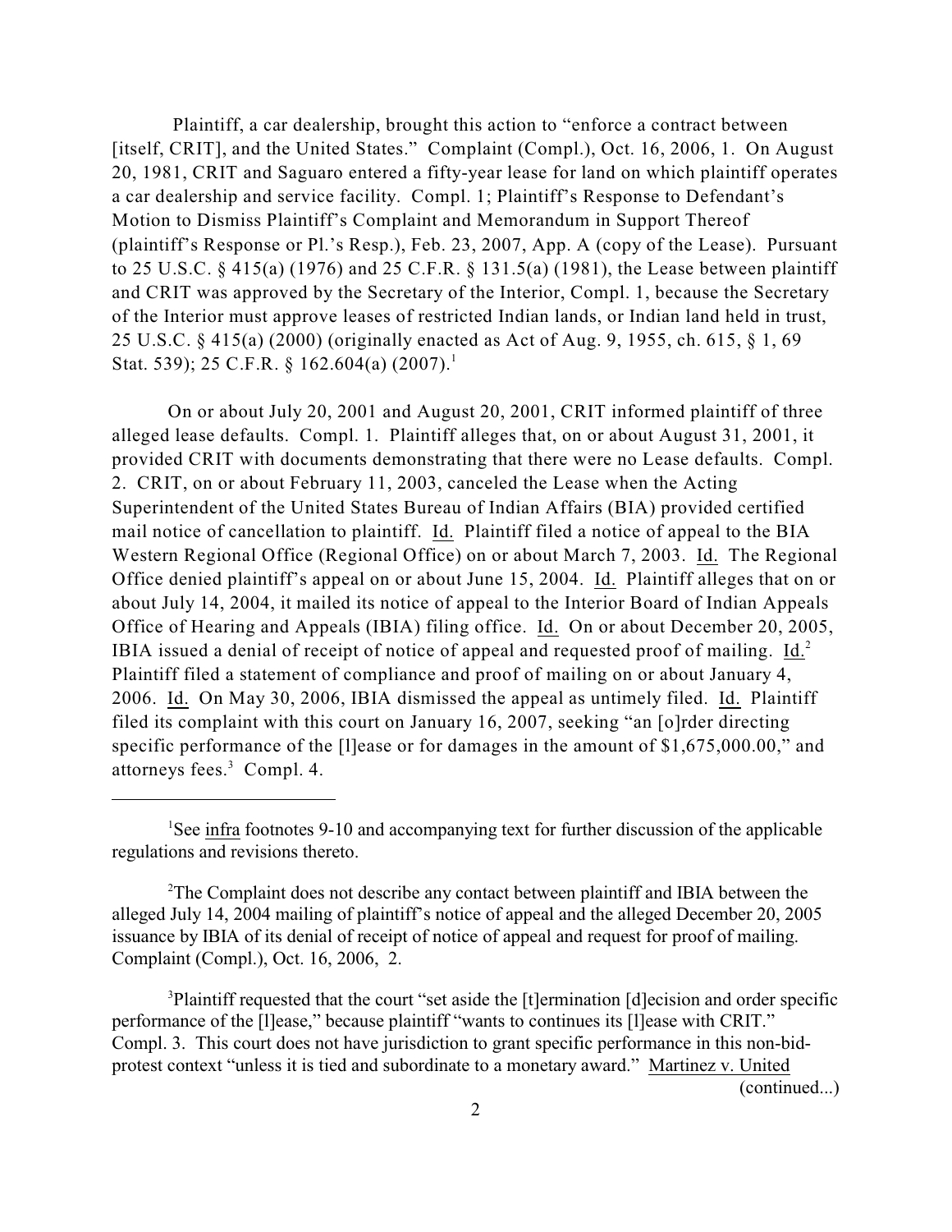Plaintiff, a car dealership, brought this action to "enforce a contract between [itself, CRIT], and the United States." Complaint (Compl.), Oct. 16, 2006, 1. On August 20, 1981, CRIT and Saguaro entered a fifty-year lease for land on which plaintiff operates a car dealership and service facility. Compl. 1; Plaintiff's Response to Defendant's Motion to Dismiss Plaintiff's Complaint and Memorandum in Support Thereof (plaintiff's Response or Pl.'s Resp.), Feb. 23, 2007, App. A (copy of the Lease). Pursuant to 25 U.S.C. § 415(a) (1976) and 25 C.F.R. § 131.5(a) (1981), the Lease between plaintiff and CRIT was approved by the Secretary of the Interior, Compl. 1, because the Secretary of the Interior must approve leases of restricted Indian lands, or Indian land held in trust, 25 U.S.C. § 415(a) (2000) (originally enacted as Act of Aug. 9, 1955, ch. 615, § 1, 69 Stat. 539); 25 C.F.R. § 162.604(a) (2007).[1]

On or about July 20, 2001 and August 20, 2001, CRIT informed plaintiff of three alleged lease defaults. Compl. 1. Plaintiff alleges that, on or about August 31, 2001, it provided CRIT with documents demonstrating that there were no Lease defaults. Compl. 2. CRIT, on or about February 11, 2003, canceled the Lease when the Acting Superintendent of the United States Bureau of Indian Affairs (BIA) provided certified mail notice of cancellation to plaintiff. Id. Plaintiff filed a notice of appeal to the BIA Western Regional Office (Regional Office) on or about March 7, 2003. Id. The Regional Office denied plaintiff's appeal on or about June 15, 2004. Id. Plaintiff alleges that on or about July 14, 2004, it mailed its notice of appeal to the Interior Board of Indian Appeals Office of Hearing and Appeals (IBIA) filing office. Id. On or about December 20, 2005, IBIA issued a denial of receipt of notice of appeal and requested proof of mailing. Id.[2] Plaintiff filed a statement of compliance and proof of mailing on or about January 4, 2006. Id. On May 30, 2006, IBIA dismissed the appeal as untimely filed. Id. Plaintiff filed its complaint with this court on January 16, 2007, seeking "an [o]rder directing specific performance of the [l]ease or for damages in the amount of $1,675,000.00," and attorneys fees.[3] Compl. 4.

---

[1] See infra footnotes 9-10 and accompanying text for further discussion of the applicable regulations and revisions thereto.

[2] The Complaint does not describe any contact between plaintiff and IBIA between the alleged July 14, 2004 mailing of plaintiff's notice of appeal and the alleged December 20, 2005 issuance by IBIA of its denial of receipt of notice of appeal and request for proof of mailing. Complaint (Compl.), Oct. 16, 2006, 2.

[3] Plaintiff requested that the court "set aside the [t]ermination [d]ecision and order specific performance of the [l]ease," because plaintiff "wants to continues its [l]ease with CRIT." Compl. 3. This court does not have jurisdiction to grant specific performance in this non-bid-protest context "unless it is tied and subordinate to a monetary award." Martinez v. United (continued...)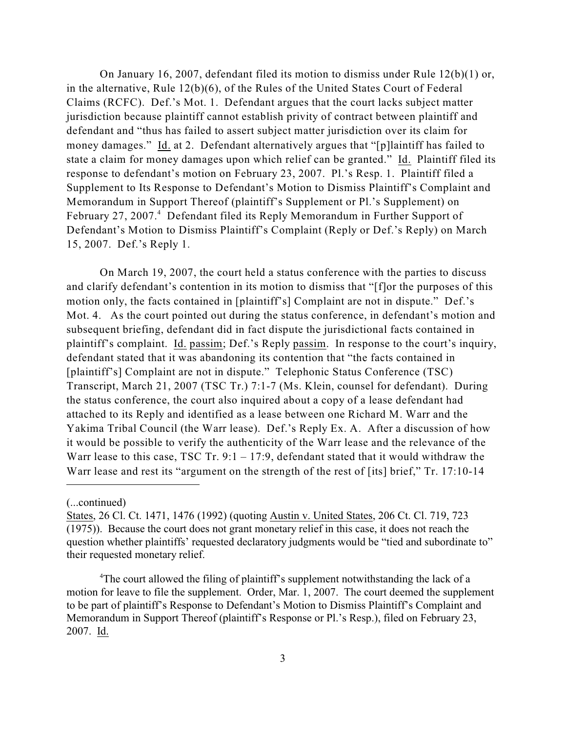On January 16, 2007, defendant filed its motion to dismiss under Rule 12(b)(1) or, in the alternative, Rule 12(b)(6), of the Rules of the United States Court of Federal Claims (RCFC). Def.'s Mot. 1. Defendant argues that the court lacks subject matter jurisdiction because plaintiff cannot establish privity of contract between plaintiff and defendant and "thus has failed to assert subject matter jurisdiction over its claim for money damages." Id. at 2. Defendant alternatively argues that "[p]laintiff has failed to state a claim for money damages upon which relief can be granted." Id. Plaintiff filed its response to defendant's motion on February 23, 2007. Pl.'s Resp. 1. Plaintiff filed a Supplement to Its Response to Defendant's Motion to Dismiss Plaintiff's Complaint and Memorandum in Support Thereof (plaintiff's Supplement or Pl.'s Supplement) on February 27, 2007.[4] Defendant filed its Reply Memorandum in Further Support of Defendant's Motion to Dismiss Plaintiff's Complaint (Reply or Def.'s Reply) on March 15, 2007. Def.'s Reply 1.

On March 19, 2007, the court held a status conference with the parties to discuss and clarify defendant's contention in its motion to dismiss that "[f]or the purposes of this motion only, the facts contained in [plaintiff's] Complaint are not in dispute." Def.'s Mot. 4. As the court pointed out during the status conference, in defendant's motion and subsequent briefing, defendant did in fact dispute the jurisdictional facts contained in plaintiff's complaint. Id. passim; Def.'s Reply passim. In response to the court's inquiry, defendant stated that it was abandoning its contention that "the facts contained in [plaintiff's] Complaint are not in dispute." Telephonic Status Conference (TSC) Transcript, March 21, 2007 (TSC Tr.) 7:1-7 (Ms. Klein, counsel for defendant). During the status conference, the court also inquired about a copy of a lease defendant had attached to its Reply and identified as a lease between one Richard M. Warr and the Yakima Tribal Council (the Warr lease). Def.'s Reply Ex. A. After a discussion of how it would be possible to verify the authenticity of the Warr lease and the relevance of the Warr lease to this case, TSC Tr. 9:1 – 17:9, defendant stated that it would withdraw the Warr lease and rest its "argument on the strength of the rest of [its] brief," Tr. 17:10-14

---

(...continued)
States, 26 Cl. Ct. 1471, 1476 (1992) (quoting Austin v. United States, 206 Ct. Cl. 719, 723 (1975)). Because the court does not grant monetary relief in this case, it does not reach the question whether plaintiffs' requested declaratory judgments would be "tied and subordinate to" their requested monetary relief.

[4] The court allowed the filing of plaintiff's supplement notwithstanding the lack of a motion for leave to file the supplement. Order, Mar. 1, 2007. The court deemed the supplement to be part of plaintiff's Response to Defendant's Motion to Dismiss Plaintiff's Complaint and Memorandum in Support Thereof (plaintiff's Response or Pl.'s Resp.), filed on February 23, 2007. Id.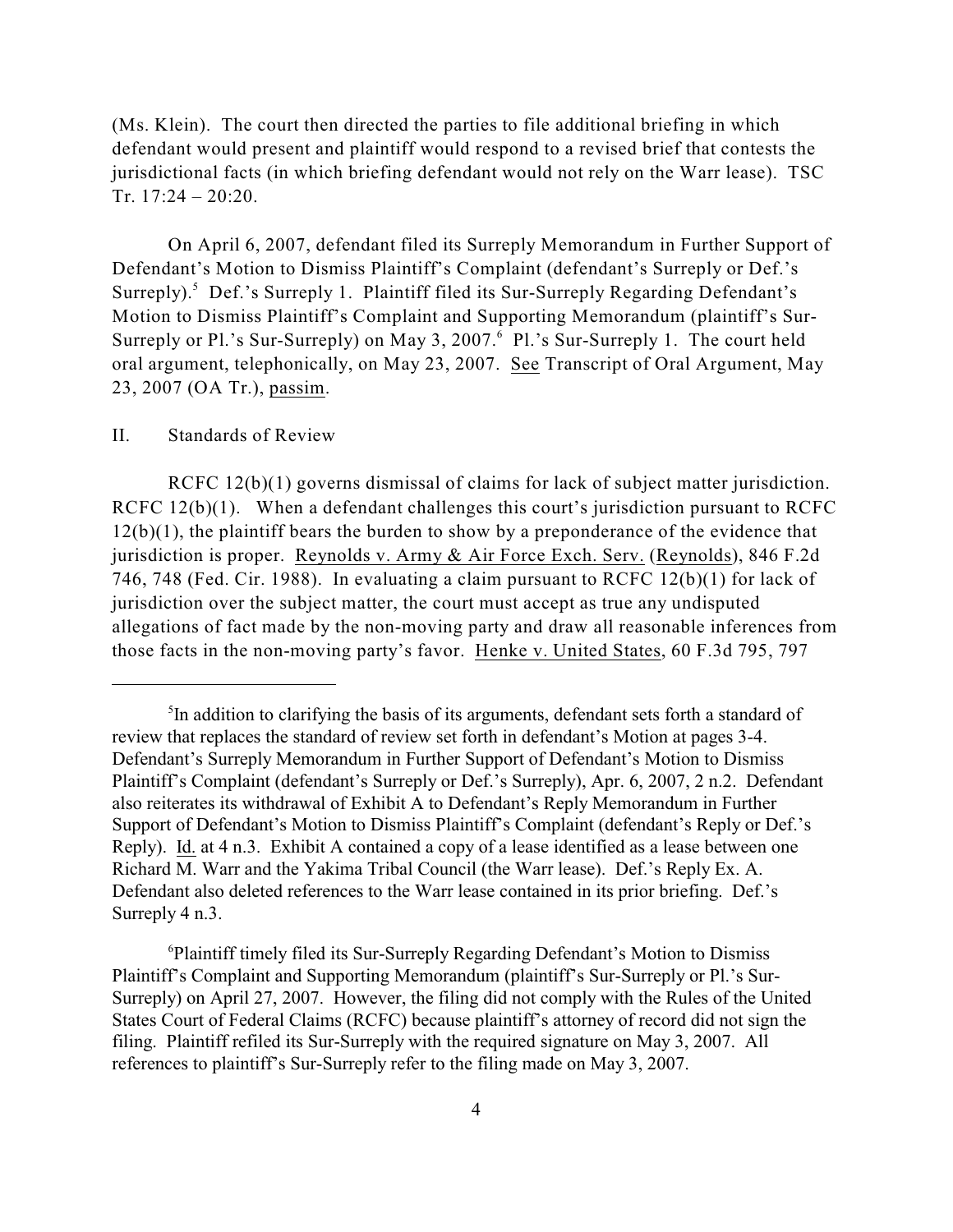(Ms. Klein). The court then directed the parties to file additional briefing in which defendant would present and plaintiff would respond to a revised brief that contests the jurisdictional facts (in which briefing defendant would not rely on the Warr lease). TSC Tr. 17:24 – 20:20.

On April 6, 2007, defendant filed its Surreply Memorandum in Further Support of Defendant's Motion to Dismiss Plaintiff's Complaint (defendant's Surreply or Def.'s Surreply).[5] Def.'s Surreply 1. Plaintiff filed its Sur-Surreply Regarding Defendant's Motion to Dismiss Plaintiff's Complaint and Supporting Memorandum (plaintiff's Sur-Surreply or Pl.'s Sur-Surreply) on May 3, 2007.[6] Pl.'s Sur-Surreply 1. The court held oral argument, telephonically, on May 23, 2007. See Transcript of Oral Argument, May 23, 2007 (OA Tr.), passim.

## II. Standards of Review

RCFC 12(b)(1) governs dismissal of claims for lack of subject matter jurisdiction. RCFC 12(b)(1). When a defendant challenges this court's jurisdiction pursuant to RCFC 12(b)(1), the plaintiff bears the burden to show by a preponderance of the evidence that jurisdiction is proper. Reynolds v. Army & Air Force Exch. Serv. (Reynolds), 846 F.2d 746, 748 (Fed. Cir. 1988). In evaluating a claim pursuant to RCFC 12(b)(1) for lack of jurisdiction over the subject matter, the court must accept as true any undisputed allegations of fact made by the non-moving party and draw all reasonable inferences from those facts in the non-moving party's favor. Henke v. United States, 60 F.3d 795, 797

---

[5] In addition to clarifying the basis of its arguments, defendant sets forth a standard of review that replaces the standard of review set forth in defendant's Motion at pages 3-4. Defendant's Surreply Memorandum in Further Support of Defendant's Motion to Dismiss Plaintiff's Complaint (defendant's Surreply or Def.'s Surreply), Apr. 6, 2007, 2 n.2. Defendant also reiterates its withdrawal of Exhibit A to Defendant's Reply Memorandum in Further Support of Defendant's Motion to Dismiss Plaintiff's Complaint (defendant's Reply or Def.'s Reply). Id. at 4 n.3. Exhibit A contained a copy of a lease identified as a lease between one Richard M. Warr and the Yakima Tribal Council (the Warr lease). Def.'s Reply Ex. A. Defendant also deleted references to the Warr lease contained in its prior briefing. Def.'s Surreply 4 n.3.

[6] Plaintiff timely filed its Sur-Surreply Regarding Defendant's Motion to Dismiss Plaintiff's Complaint and Supporting Memorandum (plaintiff's Sur-Surreply or Pl.'s Sur-Surreply) on April 27, 2007. However, the filing did not comply with the Rules of the United States Court of Federal Claims (RCFC) because plaintiff's attorney of record did not sign the filing. Plaintiff refiled its Sur-Surreply with the required signature on May 3, 2007. All references to plaintiff's Sur-Surreply refer to the filing made on May 3, 2007.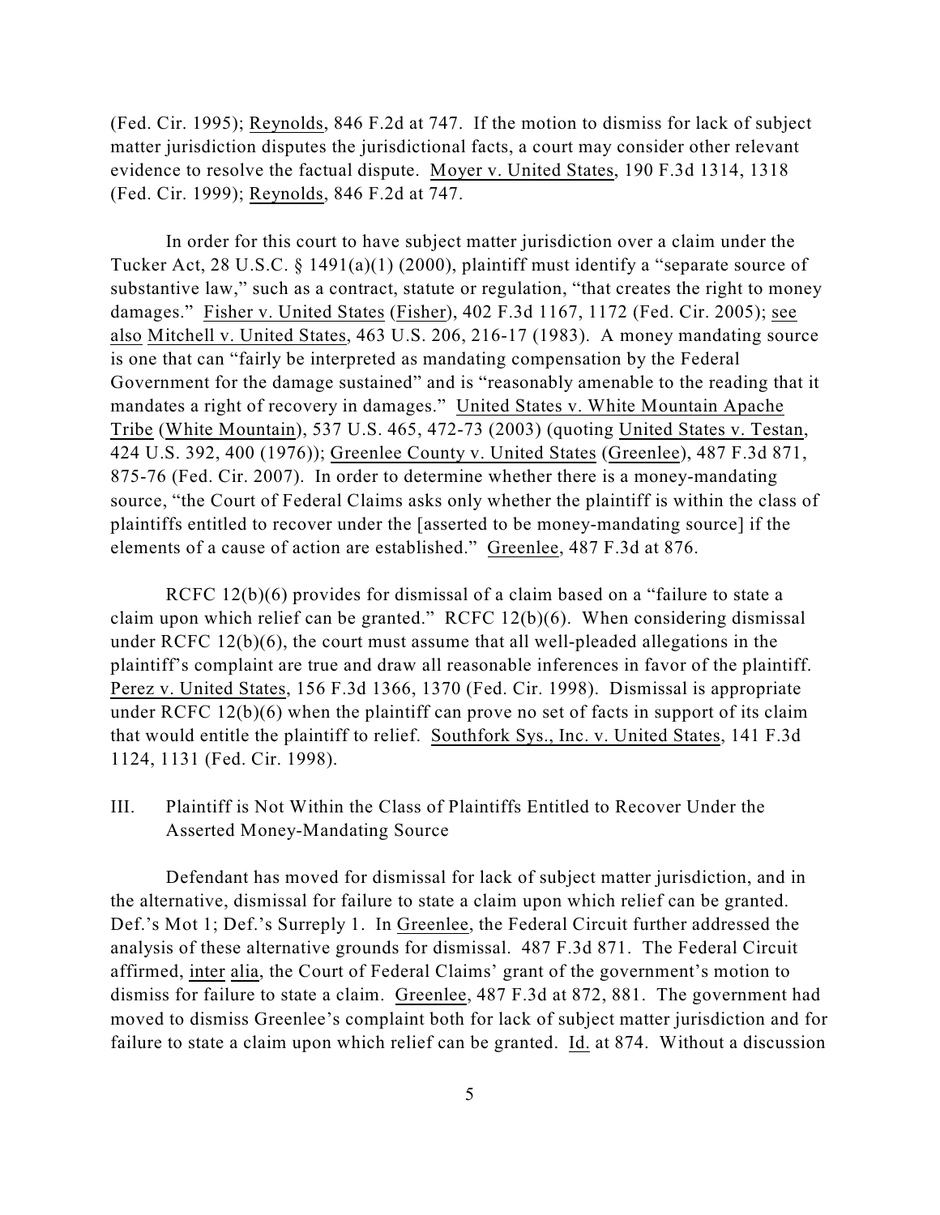(Fed. Cir. 1995); Reynolds, 846 F.2d at 747. If the motion to dismiss for lack of subject matter jurisdiction disputes the jurisdictional facts, a court may consider other relevant evidence to resolve the factual dispute. Moyer v. United States, 190 F.3d 1314, 1318 (Fed. Cir. 1999); Reynolds, 846 F.2d at 747.

In order for this court to have subject matter jurisdiction over a claim under the Tucker Act, 28 U.S.C. § 1491(a)(1) (2000), plaintiff must identify a "separate source of substantive law," such as a contract, statute or regulation, "that creates the right to money damages." Fisher v. United States (Fisher), 402 F.3d 1167, 1172 (Fed. Cir. 2005); see also Mitchell v. United States, 463 U.S. 206, 216-17 (1983). A money mandating source is one that can "fairly be interpreted as mandating compensation by the Federal Government for the damage sustained" and is "reasonably amenable to the reading that it mandates a right of recovery in damages." United States v. White Mountain Apache Tribe (White Mountain), 537 U.S. 465, 472-73 (2003) (quoting United States v. Testan, 424 U.S. 392, 400 (1976)); Greenlee County v. United States (Greenlee), 487 F.3d 871, 875-76 (Fed. Cir. 2007). In order to determine whether there is a money-mandating source, "the Court of Federal Claims asks only whether the plaintiff is within the class of plaintiffs entitled to recover under the [asserted to be money-mandating source] if the elements of a cause of action are established." Greenlee, 487 F.3d at 876.

RCFC 12(b)(6) provides for dismissal of a claim based on a "failure to state a claim upon which relief can be granted." RCFC 12(b)(6). When considering dismissal under RCFC 12(b)(6), the court must assume that all well-pleaded allegations in the plaintiff's complaint are true and draw all reasonable inferences in favor of the plaintiff. Perez v. United States, 156 F.3d 1366, 1370 (Fed. Cir. 1998). Dismissal is appropriate under RCFC 12(b)(6) when the plaintiff can prove no set of facts in support of its claim that would entitle the plaintiff to relief. Southfork Sys., Inc. v. United States, 141 F.3d 1124, 1131 (Fed. Cir. 1998).

## III. Plaintiff is Not Within the Class of Plaintiffs Entitled to Recover Under the Asserted Money-Mandating Source

Defendant has moved for dismissal for lack of subject matter jurisdiction, and in the alternative, dismissal for failure to state a claim upon which relief can be granted. Def.'s Mot 1; Def.'s Surreply 1. In Greenlee, the Federal Circuit further addressed the analysis of these alternative grounds for dismissal. 487 F.3d 871. The Federal Circuit affirmed, inter alia, the Court of Federal Claims' grant of the government's motion to dismiss for failure to state a claim. Greenlee, 487 F.3d at 872, 881. The government had moved to dismiss Greenlee's complaint both for lack of subject matter jurisdiction and for failure to state a claim upon which relief can be granted. Id. at 874. Without a discussion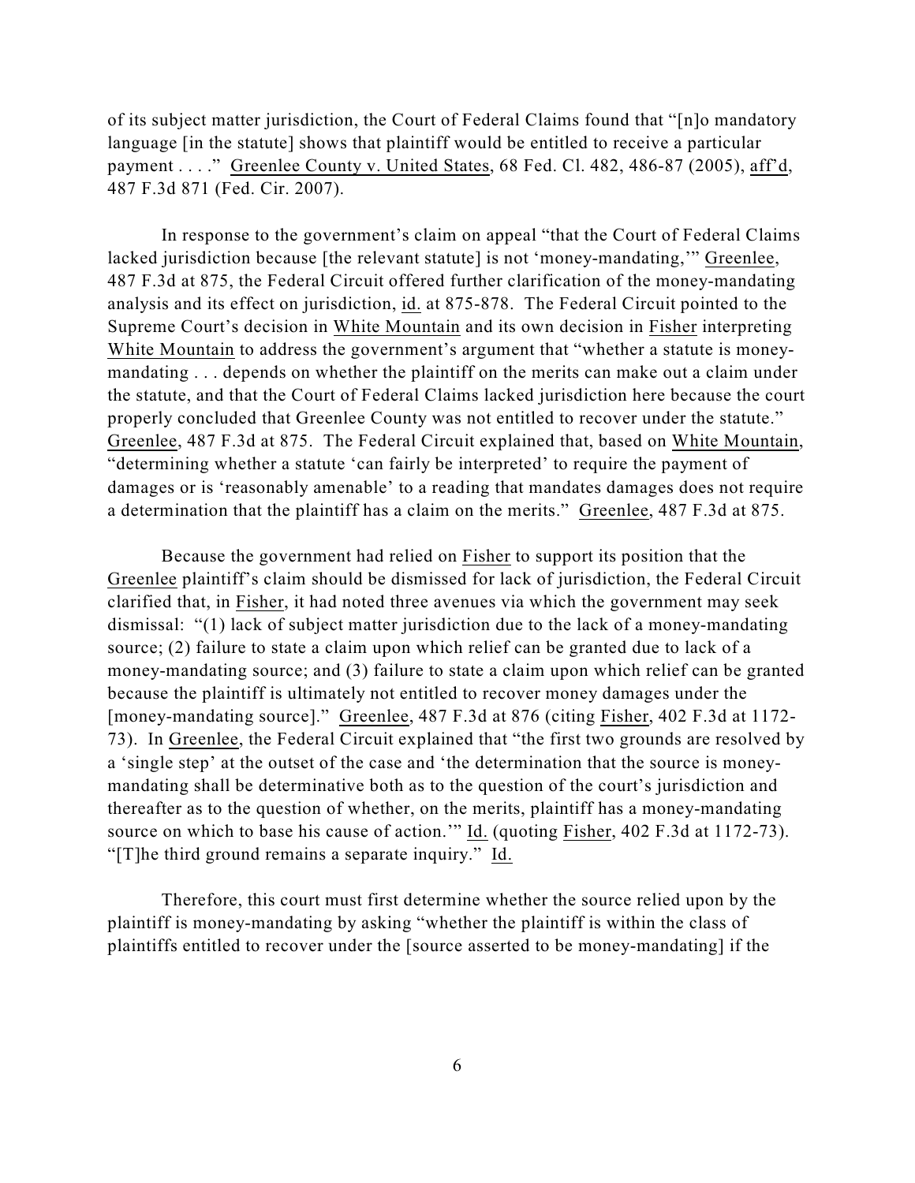of its subject matter jurisdiction, the Court of Federal Claims found that "[n]o mandatory language [in the statute] shows that plaintiff would be entitled to receive a particular payment . . . ." Greenlee County v. United States, 68 Fed. Cl. 482, 486-87 (2005), aff'd, 487 F.3d 871 (Fed. Cir. 2007).

In response to the government's claim on appeal "that the Court of Federal Claims lacked jurisdiction because [the relevant statute] is not 'money-mandating,'" Greenlee, 487 F.3d at 875, the Federal Circuit offered further clarification of the money-mandating analysis and its effect on jurisdiction, id. at 875-878. The Federal Circuit pointed to the Supreme Court's decision in White Mountain and its own decision in Fisher interpreting White Mountain to address the government's argument that "whether a statute is money-mandating . . . depends on whether the plaintiff on the merits can make out a claim under the statute, and that the Court of Federal Claims lacked jurisdiction here because the court properly concluded that Greenlee County was not entitled to recover under the statute." Greenlee, 487 F.3d at 875. The Federal Circuit explained that, based on White Mountain, "determining whether a statute 'can fairly be interpreted' to require the payment of damages or is 'reasonably amenable' to a reading that mandates damages does not require a determination that the plaintiff has a claim on the merits." Greenlee, 487 F.3d at 875.

Because the government had relied on Fisher to support its position that the Greenlee plaintiff's claim should be dismissed for lack of jurisdiction, the Federal Circuit clarified that, in Fisher, it had noted three avenues via which the government may seek dismissal: "(1) lack of subject matter jurisdiction due to the lack of a money-mandating source; (2) failure to state a claim upon which relief can be granted due to lack of a money-mandating source; and (3) failure to state a claim upon which relief can be granted because the plaintiff is ultimately not entitled to recover money damages under the [money-mandating source]." Greenlee, 487 F.3d at 876 (citing Fisher, 402 F.3d at 1172-73). In Greenlee, the Federal Circuit explained that "the first two grounds are resolved by a 'single step' at the outset of the case and 'the determination that the source is money-mandating shall be determinative both as to the question of the court's jurisdiction and thereafter as to the question of whether, on the merits, plaintiff has a money-mandating source on which to base his cause of action.'" Id. (quoting Fisher, 402 F.3d at 1172-73). "[T]he third ground remains a separate inquiry." Id.

Therefore, this court must first determine whether the source relied upon by the plaintiff is money-mandating by asking "whether the plaintiff is within the class of plaintiffs entitled to recover under the [source asserted to be money-mandating] if the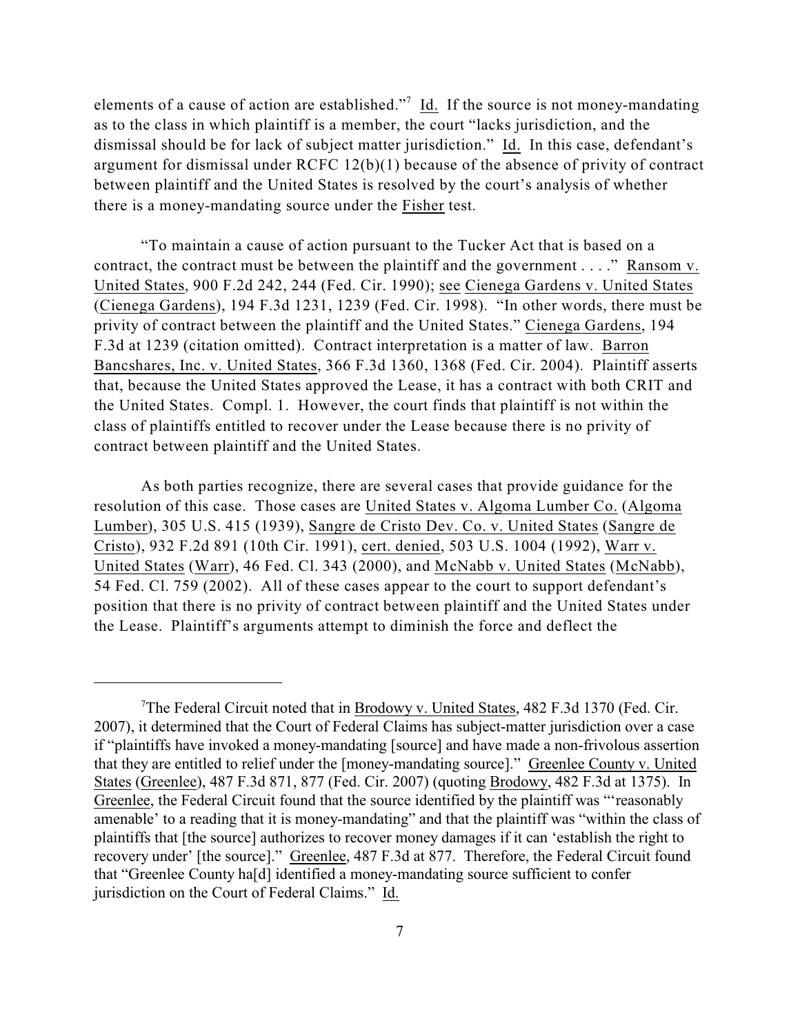elements of a cause of action are established."[7] Id. If the source is not money-mandating as to the class in which plaintiff is a member, the court "lacks jurisdiction, and the dismissal should be for lack of subject matter jurisdiction." Id. In this case, defendant's argument for dismissal under RCFC 12(b)(1) because of the absence of privity of contract between plaintiff and the United States is resolved by the court's analysis of whether there is a money-mandating source under the Fisher test.

"To maintain a cause of action pursuant to the Tucker Act that is based on a contract, the contract must be between the plaintiff and the government . . . ." Ransom v. United States, 900 F.2d 242, 244 (Fed. Cir. 1990); see Cienega Gardens v. United States (Cienega Gardens), 194 F.3d 1231, 1239 (Fed. Cir. 1998). "In other words, there must be privity of contract between the plaintiff and the United States." Cienega Gardens, 194 F.3d at 1239 (citation omitted). Contract interpretation is a matter of law. Barron Bancshares, Inc. v. United States, 366 F.3d 1360, 1368 (Fed. Cir. 2004). Plaintiff asserts that, because the United States approved the Lease, it has a contract with both CRIT and the United States. Compl. 1. However, the court finds that plaintiff is not within the class of plaintiffs entitled to recover under the Lease because there is no privity of contract between plaintiff and the United States.

As both parties recognize, there are several cases that provide guidance for the resolution of this case. Those cases are United States v. Algoma Lumber Co. (Algoma Lumber), 305 U.S. 415 (1939), Sangre de Cristo Dev. Co. v. United States (Sangre de Cristo), 932 F.2d 891 (10th Cir. 1991), cert. denied, 503 U.S. 1004 (1992), Warr v. United States (Warr), 46 Fed. Cl. 343 (2000), and McNabb v. United States (McNabb), 54 Fed. Cl. 759 (2002). All of these cases appear to the court to support defendant's position that there is no privity of contract between plaintiff and the United States under the Lease. Plaintiff's arguments attempt to diminish the force and deflect the

---

[7] The Federal Circuit noted that in Brodowy v. United States, 482 F.3d 1370 (Fed. Cir. 2007), it determined that the Court of Federal Claims has subject-matter jurisdiction over a case if "plaintiffs have invoked a money-mandating [source] and have made a non-frivolous assertion that they are entitled to relief under the [money-mandating source]." Greenlee County v. United States (Greenlee), 487 F.3d 871, 877 (Fed. Cir. 2007) (quoting Brodowy, 482 F.3d at 1375). In Greenlee, the Federal Circuit found that the source identified by the plaintiff was "'reasonably amenable' to a reading that it is money-mandating" and that the plaintiff was "within the class of plaintiffs that [the source] authorizes to recover money damages if it can 'establish the right to recovery under' [the source]." Greenlee, 487 F.3d at 877. Therefore, the Federal Circuit found that "Greenlee County ha[d] identified a money-mandating source sufficient to confer jurisdiction on the Court of Federal Claims." Id.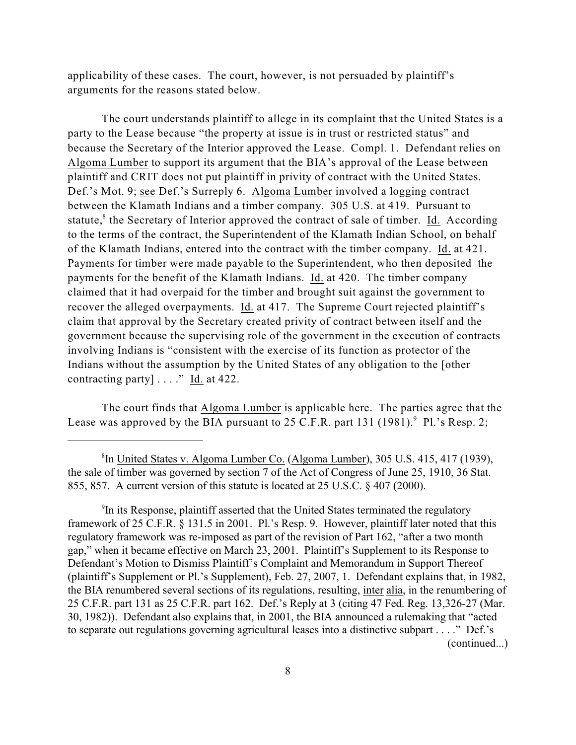applicability of these cases. The court, however, is not persuaded by plaintiff's arguments for the reasons stated below.

The court understands plaintiff to allege in its complaint that the United States is a party to the Lease because "the property at issue is in trust or restricted status" and because the Secretary of the Interior approved the Lease. Compl. 1. Defendant relies on Algoma Lumber to support its argument that the BIA's approval of the Lease between plaintiff and CRIT does not put plaintiff in privity of contract with the United States. Def.'s Mot. 9; see Def.'s Surreply 6. Algoma Lumber involved a logging contract between the Klamath Indians and a timber company. 305 U.S. at 419. Pursuant to statute,[8] the Secretary of Interior approved the contract of sale of timber. Id. According to the terms of the contract, the Superintendent of the Klamath Indian School, on behalf of the Klamath Indians, entered into the contract with the timber company. Id. at 421. Payments for timber were made payable to the Superintendent, who then deposited the payments for the benefit of the Klamath Indians. Id. at 420. The timber company claimed that it had overpaid for the timber and brought suit against the government to recover the alleged overpayments. Id. at 417. The Supreme Court rejected plaintiff's claim that approval by the Secretary created privity of contract between itself and the government because the supervising role of the government in the execution of contracts involving Indians is "consistent with the exercise of its function as protector of the Indians without the assumption by the United States of any obligation to the [other contracting party] . . . ." Id. at 422.

The court finds that Algoma Lumber is applicable here. The parties agree that the Lease was approved by the BIA pursuant to 25 C.F.R. part 131 (1981).[9] Pl.'s Resp. 2;

---

[8]In United States v. Algoma Lumber Co. (Algoma Lumber), 305 U.S. 415, 417 (1939), the sale of timber was governed by section 7 of the Act of Congress of June 25, 1910, 36 Stat. 855, 857. A current version of this statute is located at 25 U.S.C. § 407 (2000).

[9]In its Response, plaintiff asserted that the United States terminated the regulatory framework of 25 C.F.R. § 131.5 in 2001. Pl.'s Resp. 9. However, plaintiff later noted that this regulatory framework was re-imposed as part of the revision of Part 162, "after a two month gap," when it became effective on March 23, 2001. Plaintiff's Supplement to its Response to Defendant's Motion to Dismiss Plaintiff's Complaint and Memorandum in Support Thereof (plaintiff's Supplement or Pl.'s Supplement), Feb. 27, 2007, 1. Defendant explains that, in 1982, the BIA renumbered several sections of its regulations, resulting, inter alia, in the renumbering of 25 C.F.R. part 131 as 25 C.F.R. part 162. Def.'s Reply at 3 (citing 47 Fed. Reg. 13,326-27 (Mar. 30, 1982)). Defendant also explains that, in 2001, the BIA announced a rulemaking that "acted to separate out regulations governing agricultural leases into a distinctive subpart . . . ." Def.'s

(continued...)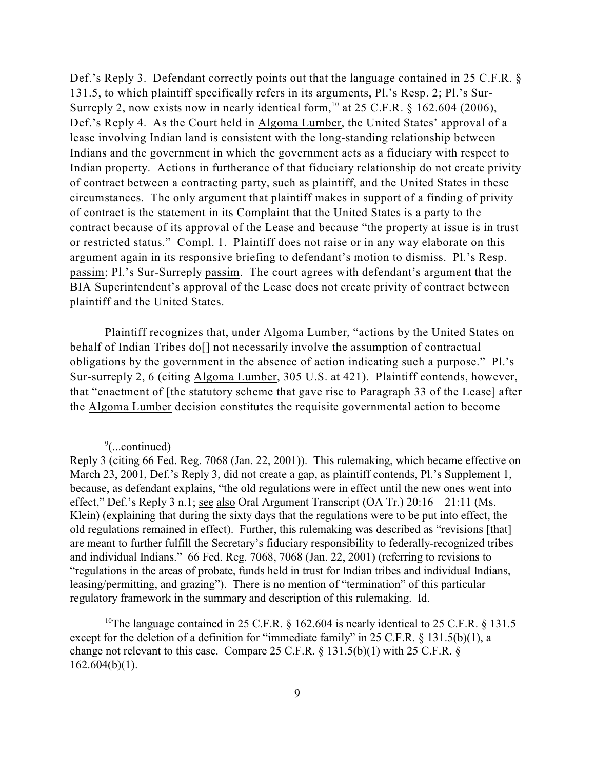Def.'s Reply 3. Defendant correctly points out that the language contained in 25 C.F.R. § 131.5, to which plaintiff specifically refers in its arguments, Pl.'s Resp. 2; Pl.'s Sur-Surreply 2, now exists now in nearly identical form,[10] at 25 C.F.R. § 162.604 (2006), Def.'s Reply 4. As the Court held in Algoma Lumber, the United States' approval of a lease involving Indian land is consistent with the long-standing relationship between Indians and the government in which the government acts as a fiduciary with respect to Indian property. Actions in furtherance of that fiduciary relationship do not create privity of contract between a contracting party, such as plaintiff, and the United States in these circumstances. The only argument that plaintiff makes in support of a finding of privity of contract is the statement in its Complaint that the United States is a party to the contract because of its approval of the Lease and because "the property at issue is in trust or restricted status." Compl. 1. Plaintiff does not raise or in any way elaborate on this argument again in its responsive briefing to defendant's motion to dismiss. Pl.'s Resp. passim; Pl.'s Sur-Surreply passim. The court agrees with defendant's argument that the BIA Superintendent's approval of the Lease does not create privity of contract between plaintiff and the United States.

Plaintiff recognizes that, under Algoma Lumber, "actions by the United States on behalf of Indian Tribes do[] not necessarily involve the assumption of contractual obligations by the government in the absence of action indicating such a purpose." Pl.'s Sur-surreply 2, 6 (citing Algoma Lumber, 305 U.S. at 421). Plaintiff contends, however, that "enactment of [the statutory scheme that gave rise to Paragraph 33 of the Lease] after the Algoma Lumber decision constitutes the requisite governmental action to become

---

[9](...continued)
Reply 3 (citing 66 Fed. Reg. 7068 (Jan. 22, 2001)). This rulemaking, which became effective on March 23, 2001, Def.'s Reply 3, did not create a gap, as plaintiff contends, Pl.'s Supplement 1, because, as defendant explains, "the old regulations were in effect until the new ones went into effect," Def.'s Reply 3 n.1; see also Oral Argument Transcript (OA Tr.) 20:16 – 21:11 (Ms. Klein) (explaining that during the sixty days that the regulations were to be put into effect, the old regulations remained in effect). Further, this rulemaking was described as "revisions [that] are meant to further fulfill the Secretary's fiduciary responsibility to federally-recognized tribes and individual Indians." 66 Fed. Reg. 7068, 7068 (Jan. 22, 2001) (referring to revisions to "regulations in the areas of probate, funds held in trust for Indian tribes and individual Indians, leasing/permitting, and grazing"). There is no mention of "termination" of this particular regulatory framework in the summary and description of this rulemaking. Id.

[10]The language contained in 25 C.F.R. § 162.604 is nearly identical to 25 C.F.R. § 131.5 except for the deletion of a definition for "immediate family" in 25 C.F.R. § 131.5(b)(1), a change not relevant to this case. Compare 25 C.F.R. § 131.5(b)(1) with 25 C.F.R. § 162.604(b)(1).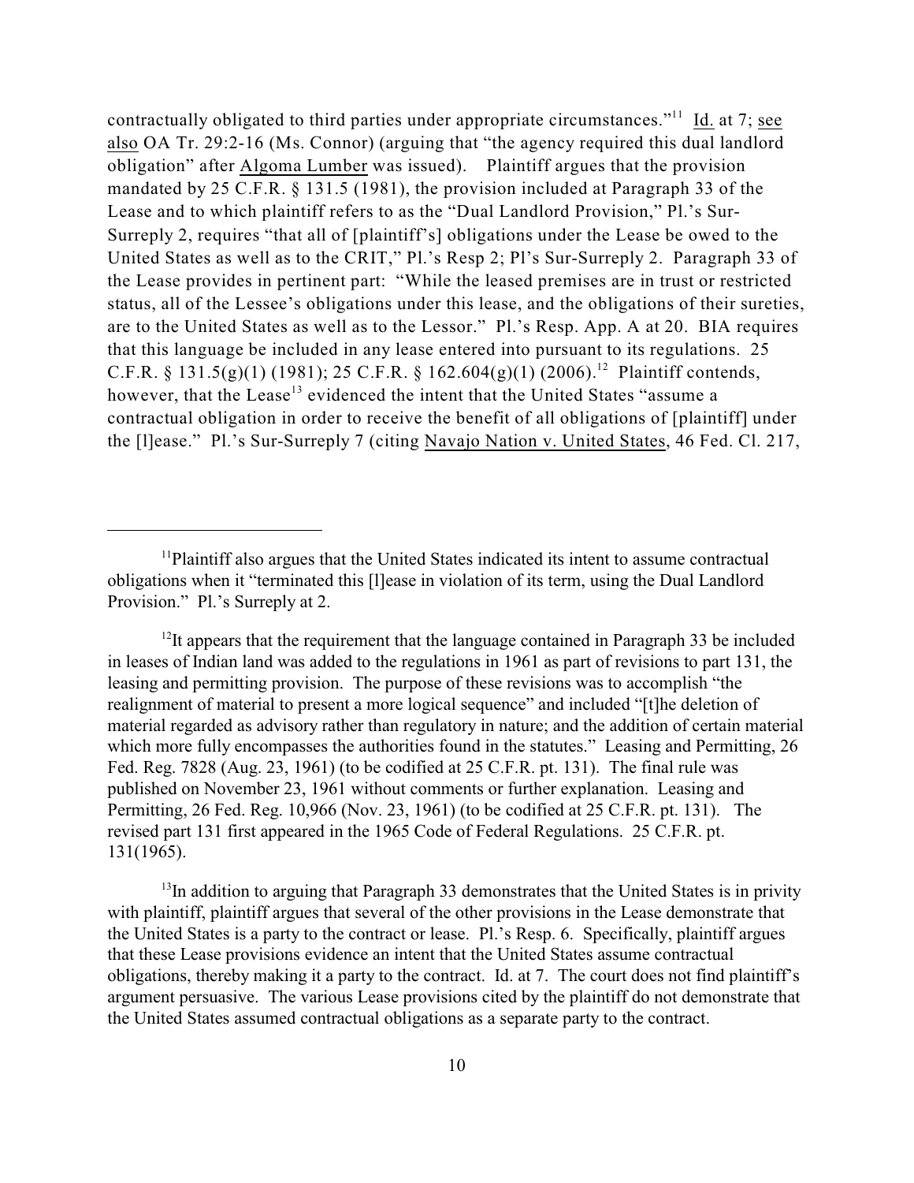contractually obligated to third parties under appropriate circumstances."[11] Id. at 7; see also OA Tr. 29:2-16 (Ms. Connor) (arguing that "the agency required this dual landlord obligation" after Algoma Lumber was issued). Plaintiff argues that the provision mandated by 25 C.F.R. § 131.5 (1981), the provision included at Paragraph 33 of the Lease and to which plaintiff refers to as the "Dual Landlord Provision," Pl.'s Sur-Surreply 2, requires "that all of [plaintiff's] obligations under the Lease be owed to the United States as well as to the CRIT," Pl.'s Resp 2; Pl's Sur-Surreply 2. Paragraph 33 of the Lease provides in pertinent part: "While the leased premises are in trust or restricted status, all of the Lessee's obligations under this lease, and the obligations of their sureties, are to the United States as well as to the Lessor." Pl.'s Resp. App. A at 20. BIA requires that this language be included in any lease entered into pursuant to its regulations. 25 C.F.R. § 131.5(g)(1) (1981); 25 C.F.R. § 162.604(g)(1) (2006).[12] Plaintiff contends, however, that the Lease[13] evidenced the intent that the United States "assume a contractual obligation in order to receive the benefit of all obligations of [plaintiff] under the [l]ease." Pl.'s Sur-Surreply 7 (citing Navajo Nation v. United States, 46 Fed. Cl. 217,

---

[11]Plaintiff also argues that the United States indicated its intent to assume contractual obligations when it "terminated this [l]ease in violation of its term, using the Dual Landlord Provision." Pl.'s Surreply at 2.

[12]It appears that the requirement that the language contained in Paragraph 33 be included in leases of Indian land was added to the regulations in 1961 as part of revisions to part 131, the leasing and permitting provision. The purpose of these revisions was to accomplish "the realignment of material to present a more logical sequence" and included "[t]he deletion of material regarded as advisory rather than regulatory in nature; and the addition of certain material which more fully encompasses the authorities found in the statutes." Leasing and Permitting, 26 Fed. Reg. 7828 (Aug. 23, 1961) (to be codified at 25 C.F.R. pt. 131). The final rule was published on November 23, 1961 without comments or further explanation. Leasing and Permitting, 26 Fed. Reg. 10,966 (Nov. 23, 1961) (to be codified at 25 C.F.R. pt. 131). The revised part 131 first appeared in the 1965 Code of Federal Regulations. 25 C.F.R. pt. 131(1965).

[13]In addition to arguing that Paragraph 33 demonstrates that the United States is in privity with plaintiff, plaintiff argues that several of the other provisions in the Lease demonstrate that the United States is a party to the contract or lease. Pl.'s Resp. 6. Specifically, plaintiff argues that these Lease provisions evidence an intent that the United States assume contractual obligations, thereby making it a party to the contract. Id. at 7. The court does not find plaintiff's argument persuasive. The various Lease provisions cited by the plaintiff do not demonstrate that the United States assumed contractual obligations as a separate party to the contract.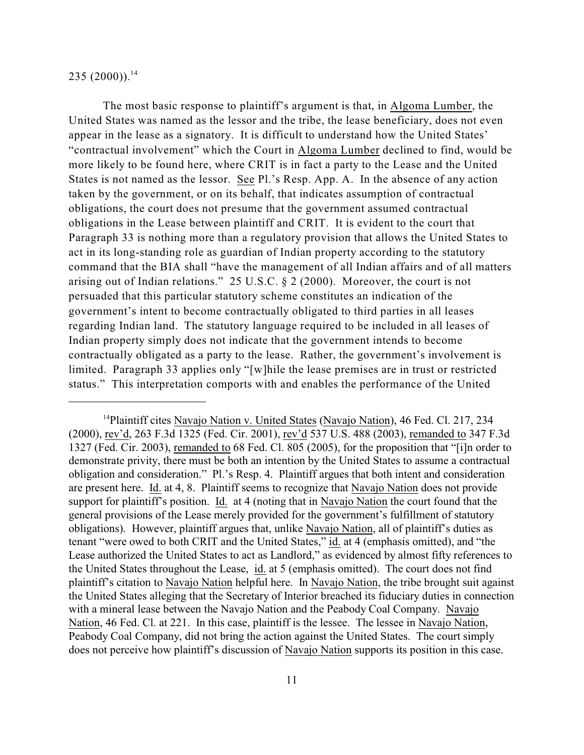235 (2000)).[14]

The most basic response to plaintiff's argument is that, in Algoma Lumber, the United States was named as the lessor and the tribe, the lease beneficiary, does not even appear in the lease as a signatory. It is difficult to understand how the United States' "contractual involvement" which the Court in Algoma Lumber declined to find, would be more likely to be found here, where CRIT is in fact a party to the Lease and the United States is not named as the lessor. See Pl.'s Resp. App. A. In the absence of any action taken by the government, or on its behalf, that indicates assumption of contractual obligations, the court does not presume that the government assumed contractual obligations in the Lease between plaintiff and CRIT. It is evident to the court that Paragraph 33 is nothing more than a regulatory provision that allows the United States to act in its long-standing role as guardian of Indian property according to the statutory command that the BIA shall "have the management of all Indian affairs and of all matters arising out of Indian relations." 25 U.S.C. § 2 (2000). Moreover, the court is not persuaded that this particular statutory scheme constitutes an indication of the government's intent to become contractually obligated to third parties in all leases regarding Indian land. The statutory language required to be included in all leases of Indian property simply does not indicate that the government intends to become contractually obligated as a party to the lease. Rather, the government's involvement is limited. Paragraph 33 applies only "[w]hile the lease premises are in trust or restricted status." This interpretation comports with and enables the performance of the United

---

[14] Plaintiff cites Navajo Nation v. United States (Navajo Nation), 46 Fed. Cl. 217, 234 (2000), rev'd, 263 F.3d 1325 (Fed. Cir. 2001), rev'd 537 U.S. 488 (2003), remanded to 347 F.3d 1327 (Fed. Cir. 2003), remanded to 68 Fed. Cl. 805 (2005), for the proposition that "[i]n order to demonstrate privity, there must be both an intention by the United States to assume a contractual obligation and consideration." Pl.'s Resp. 4. Plaintiff argues that both intent and consideration are present here. Id. at 4, 8. Plaintiff seems to recognize that Navajo Nation does not provide support for plaintiff's position. Id. at 4 (noting that in Navajo Nation the court found that the general provisions of the Lease merely provided for the government's fulfillment of statutory obligations). However, plaintiff argues that, unlike Navajo Nation, all of plaintiff's duties as tenant "were owed to both CRIT and the United States," id. at 4 (emphasis omitted), and "the Lease authorized the United States to act as Landlord," as evidenced by almost fifty references to the United States throughout the Lease, id. at 5 (emphasis omitted). The court does not find plaintiff's citation to Navajo Nation helpful here. In Navajo Nation, the tribe brought suit against the United States alleging that the Secretary of Interior breached its fiduciary duties in connection with a mineral lease between the Navajo Nation and the Peabody Coal Company. Navajo Nation, 46 Fed. Cl. at 221. In this case, plaintiff is the lessee. The lessee in Navajo Nation, Peabody Coal Company, did not bring the action against the United States. The court simply does not perceive how plaintiff's discussion of Navajo Nation supports its position in this case.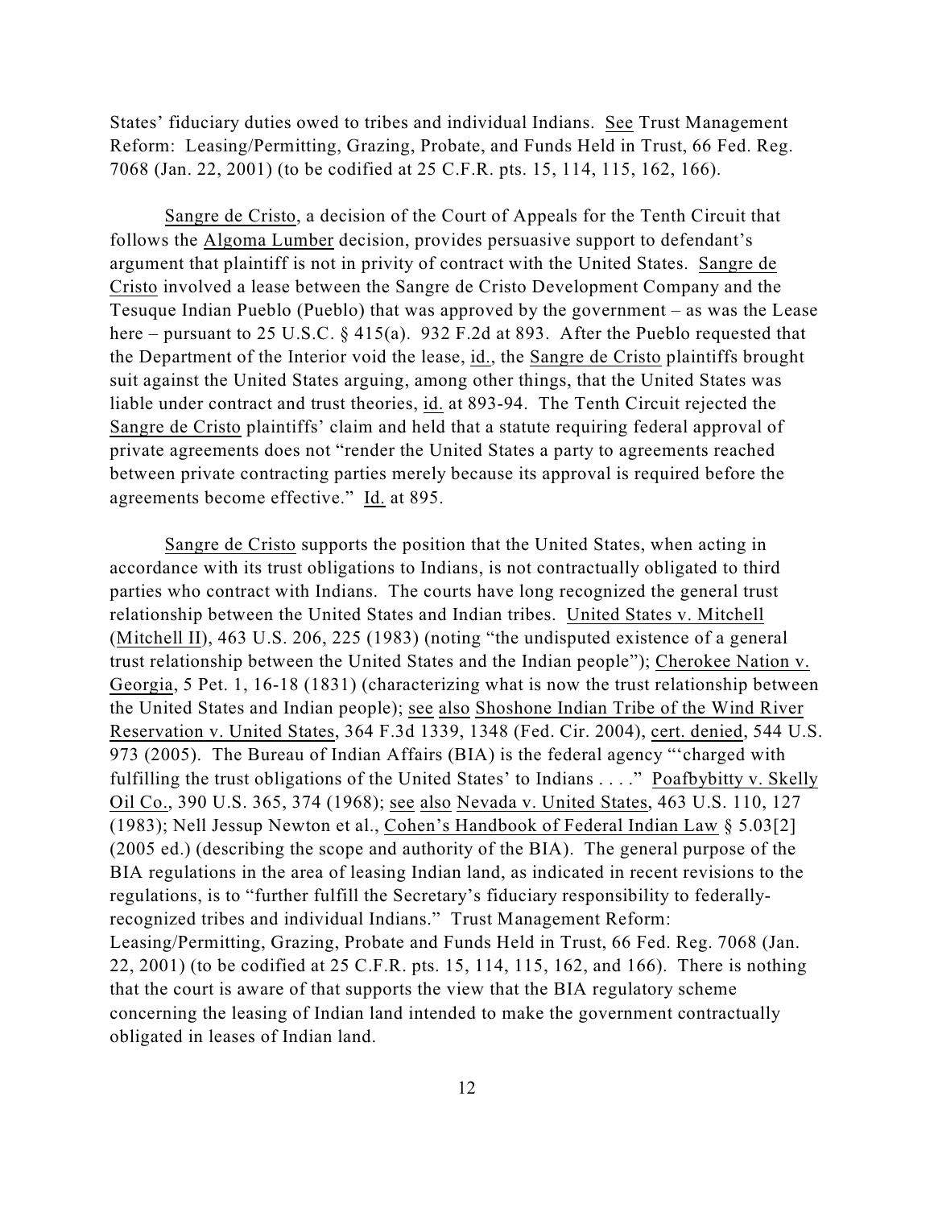States' fiduciary duties owed to tribes and individual Indians. See Trust Management Reform: Leasing/Permitting, Grazing, Probate, and Funds Held in Trust, 66 Fed. Reg. 7068 (Jan. 22, 2001) (to be codified at 25 C.F.R. pts. 15, 114, 115, 162, 166).

Sangre de Cristo, a decision of the Court of Appeals for the Tenth Circuit that follows the Algoma Lumber decision, provides persuasive support to defendant's argument that plaintiff is not in privity of contract with the United States. Sangre de Cristo involved a lease between the Sangre de Cristo Development Company and the Tesuque Indian Pueblo (Pueblo) that was approved by the government – as was the Lease here – pursuant to 25 U.S.C. § 415(a). 932 F.2d at 893. After the Pueblo requested that the Department of the Interior void the lease, id., the Sangre de Cristo plaintiffs brought suit against the United States arguing, among other things, that the United States was liable under contract and trust theories, id. at 893-94. The Tenth Circuit rejected the Sangre de Cristo plaintiffs' claim and held that a statute requiring federal approval of private agreements does not "render the United States a party to agreements reached between private contracting parties merely because its approval is required before the agreements become effective." Id. at 895.

Sangre de Cristo supports the position that the United States, when acting in accordance with its trust obligations to Indians, is not contractually obligated to third parties who contract with Indians. The courts have long recognized the general trust relationship between the United States and Indian tribes. United States v. Mitchell (Mitchell II), 463 U.S. 206, 225 (1983) (noting "the undisputed existence of a general trust relationship between the United States and the Indian people"); Cherokee Nation v. Georgia, 5 Pet. 1, 16-18 (1831) (characterizing what is now the trust relationship between the United States and Indian people); see also Shoshone Indian Tribe of the Wind River Reservation v. United States, 364 F.3d 1339, 1348 (Fed. Cir. 2004), cert. denied, 544 U.S. 973 (2005). The Bureau of Indian Affairs (BIA) is the federal agency "'charged with fulfilling the trust obligations of the United States' to Indians . . . ." Poafbybitty v. Skelly Oil Co., 390 U.S. 365, 374 (1968); see also Nevada v. United States, 463 U.S. 110, 127 (1983); Nell Jessup Newton et al., Cohen's Handbook of Federal Indian Law § 5.03[2] (2005 ed.) (describing the scope and authority of the BIA). The general purpose of the BIA regulations in the area of leasing Indian land, as indicated in recent revisions to the regulations, is to "further fulfill the Secretary's fiduciary responsibility to federally-recognized tribes and individual Indians." Trust Management Reform: Leasing/Permitting, Grazing, Probate and Funds Held in Trust, 66 Fed. Reg. 7068 (Jan. 22, 2001) (to be codified at 25 C.F.R. pts. 15, 114, 115, 162, and 166). There is nothing that the court is aware of that supports the view that the BIA regulatory scheme concerning the leasing of Indian land intended to make the government contractually obligated in leases of Indian land.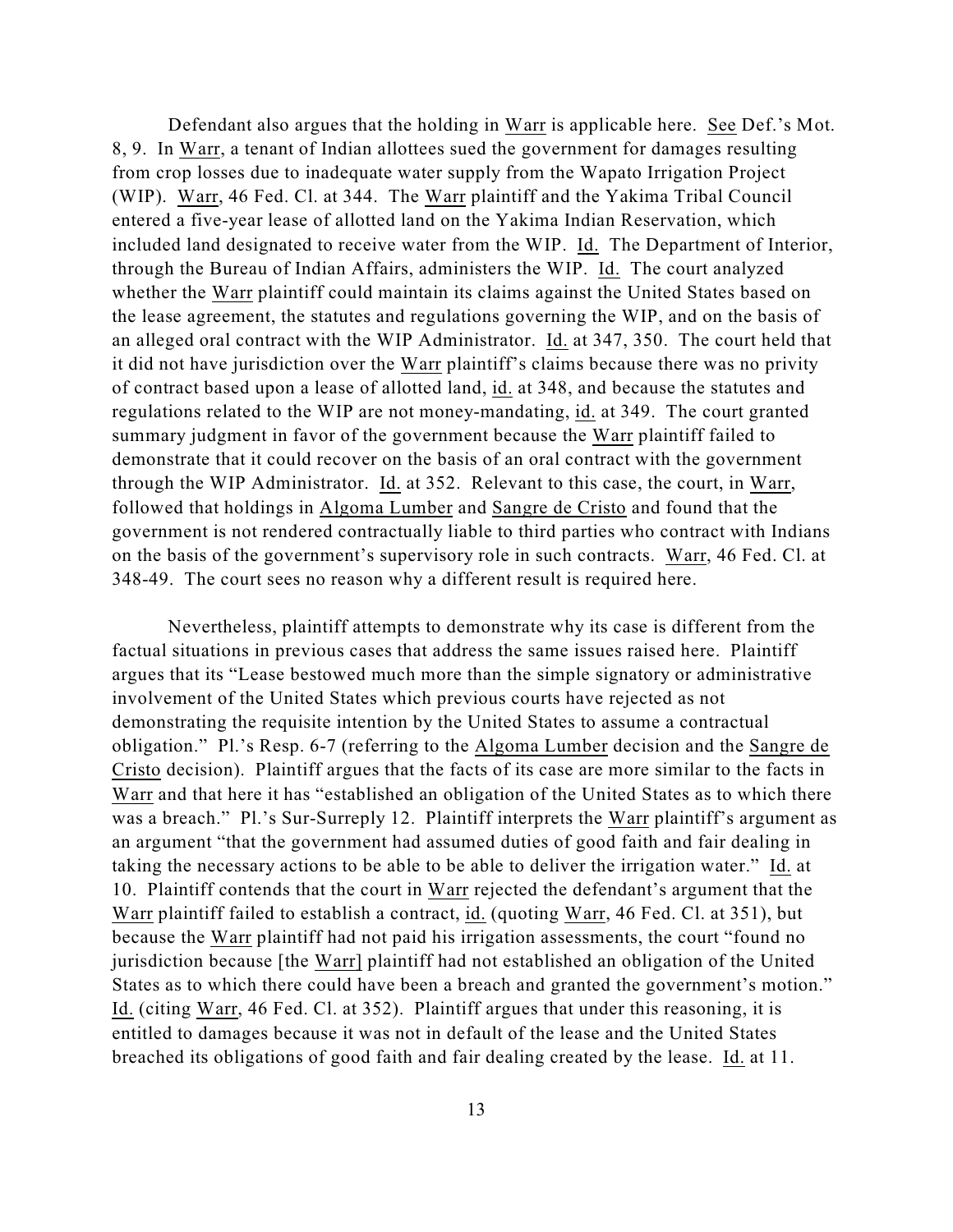Defendant also argues that the holding in Warr is applicable here. See Def.'s Mot. 8, 9. In Warr, a tenant of Indian allottees sued the government for damages resulting from crop losses due to inadequate water supply from the Wapato Irrigation Project (WIP). Warr, 46 Fed. Cl. at 344. The Warr plaintiff and the Yakima Tribal Council entered a five-year lease of allotted land on the Yakima Indian Reservation, which included land designated to receive water from the WIP. Id. The Department of Interior, through the Bureau of Indian Affairs, administers the WIP. Id. The court analyzed whether the Warr plaintiff could maintain its claims against the United States based on the lease agreement, the statutes and regulations governing the WIP, and on the basis of an alleged oral contract with the WIP Administrator. Id. at 347, 350. The court held that it did not have jurisdiction over the Warr plaintiff's claims because there was no privity of contract based upon a lease of allotted land, id. at 348, and because the statutes and regulations related to the WIP are not money-mandating, id. at 349. The court granted summary judgment in favor of the government because the Warr plaintiff failed to demonstrate that it could recover on the basis of an oral contract with the government through the WIP Administrator. Id. at 352. Relevant to this case, the court, in Warr, followed that holdings in Algoma Lumber and Sangre de Cristo and found that the government is not rendered contractually liable to third parties who contract with Indians on the basis of the government's supervisory role in such contracts. Warr, 46 Fed. Cl. at 348-49. The court sees no reason why a different result is required here.

Nevertheless, plaintiff attempts to demonstrate why its case is different from the factual situations in previous cases that address the same issues raised here. Plaintiff argues that its "Lease bestowed much more than the simple signatory or administrative involvement of the United States which previous courts have rejected as not demonstrating the requisite intention by the United States to assume a contractual obligation." Pl.'s Resp. 6-7 (referring to the Algoma Lumber decision and the Sangre de Cristo decision). Plaintiff argues that the facts of its case are more similar to the facts in Warr and that here it has "established an obligation of the United States as to which there was a breach." Pl.'s Sur-Surreply 12. Plaintiff interprets the Warr plaintiff's argument as an argument "that the government had assumed duties of good faith and fair dealing in taking the necessary actions to be able to be able to deliver the irrigation water." Id. at 10. Plaintiff contends that the court in Warr rejected the defendant's argument that the Warr plaintiff failed to establish a contract, id. (quoting Warr, 46 Fed. Cl. at 351), but because the Warr plaintiff had not paid his irrigation assessments, the court "found no jurisdiction because [the Warr] plaintiff had not established an obligation of the United States as to which there could have been a breach and granted the government's motion." Id. (citing Warr, 46 Fed. Cl. at 352). Plaintiff argues that under this reasoning, it is entitled to damages because it was not in default of the lease and the United States breached its obligations of good faith and fair dealing created by the lease. Id. at 11.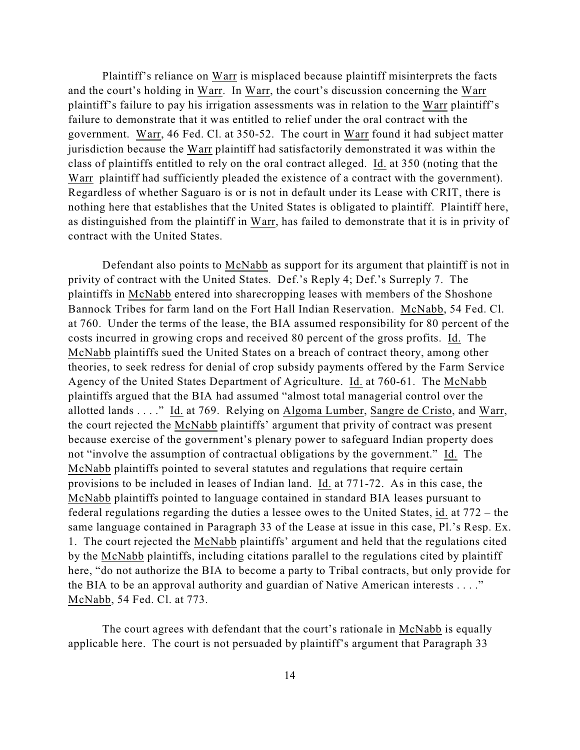Plaintiff's reliance on Warr is misplaced because plaintiff misinterprets the facts and the court's holding in Warr. In Warr, the court's discussion concerning the Warr plaintiff's failure to pay his irrigation assessments was in relation to the Warr plaintiff's failure to demonstrate that it was entitled to relief under the oral contract with the government. Warr, 46 Fed. Cl. at 350-52. The court in Warr found it had subject matter jurisdiction because the Warr plaintiff had satisfactorily demonstrated it was within the class of plaintiffs entitled to rely on the oral contract alleged. Id. at 350 (noting that the Warr plaintiff had sufficiently pleaded the existence of a contract with the government). Regardless of whether Saguaro is or is not in default under its Lease with CRIT, there is nothing here that establishes that the United States is obligated to plaintiff. Plaintiff here, as distinguished from the plaintiff in Warr, has failed to demonstrate that it is in privity of contract with the United States.

Defendant also points to McNabb as support for its argument that plaintiff is not in privity of contract with the United States. Def.'s Reply 4; Def.'s Surreply 7. The plaintiffs in McNabb entered into sharecropping leases with members of the Shoshone Bannock Tribes for farm land on the Fort Hall Indian Reservation. McNabb, 54 Fed. Cl. at 760. Under the terms of the lease, the BIA assumed responsibility for 80 percent of the costs incurred in growing crops and received 80 percent of the gross profits. Id. The McNabb plaintiffs sued the United States on a breach of contract theory, among other theories, to seek redress for denial of crop subsidy payments offered by the Farm Service Agency of the United States Department of Agriculture. Id. at 760-61. The McNabb plaintiffs argued that the BIA had assumed "almost total managerial control over the allotted lands . . . ." Id. at 769. Relying on Algoma Lumber, Sangre de Cristo, and Warr, the court rejected the McNabb plaintiffs' argument that privity of contract was present because exercise of the government's plenary power to safeguard Indian property does not "involve the assumption of contractual obligations by the government." Id. The McNabb plaintiffs pointed to several statutes and regulations that require certain provisions to be included in leases of Indian land. Id. at 771-72. As in this case, the McNabb plaintiffs pointed to language contained in standard BIA leases pursuant to federal regulations regarding the duties a lessee owes to the United States, id. at 772 – the same language contained in Paragraph 33 of the Lease at issue in this case, Pl.'s Resp. Ex. 1. The court rejected the McNabb plaintiffs' argument and held that the regulations cited by the McNabb plaintiffs, including citations parallel to the regulations cited by plaintiff here, "do not authorize the BIA to become a party to Tribal contracts, but only provide for the BIA to be an approval authority and guardian of Native American interests . . . ." McNabb, 54 Fed. Cl. at 773.

The court agrees with defendant that the court's rationale in McNabb is equally applicable here. The court is not persuaded by plaintiff's argument that Paragraph 33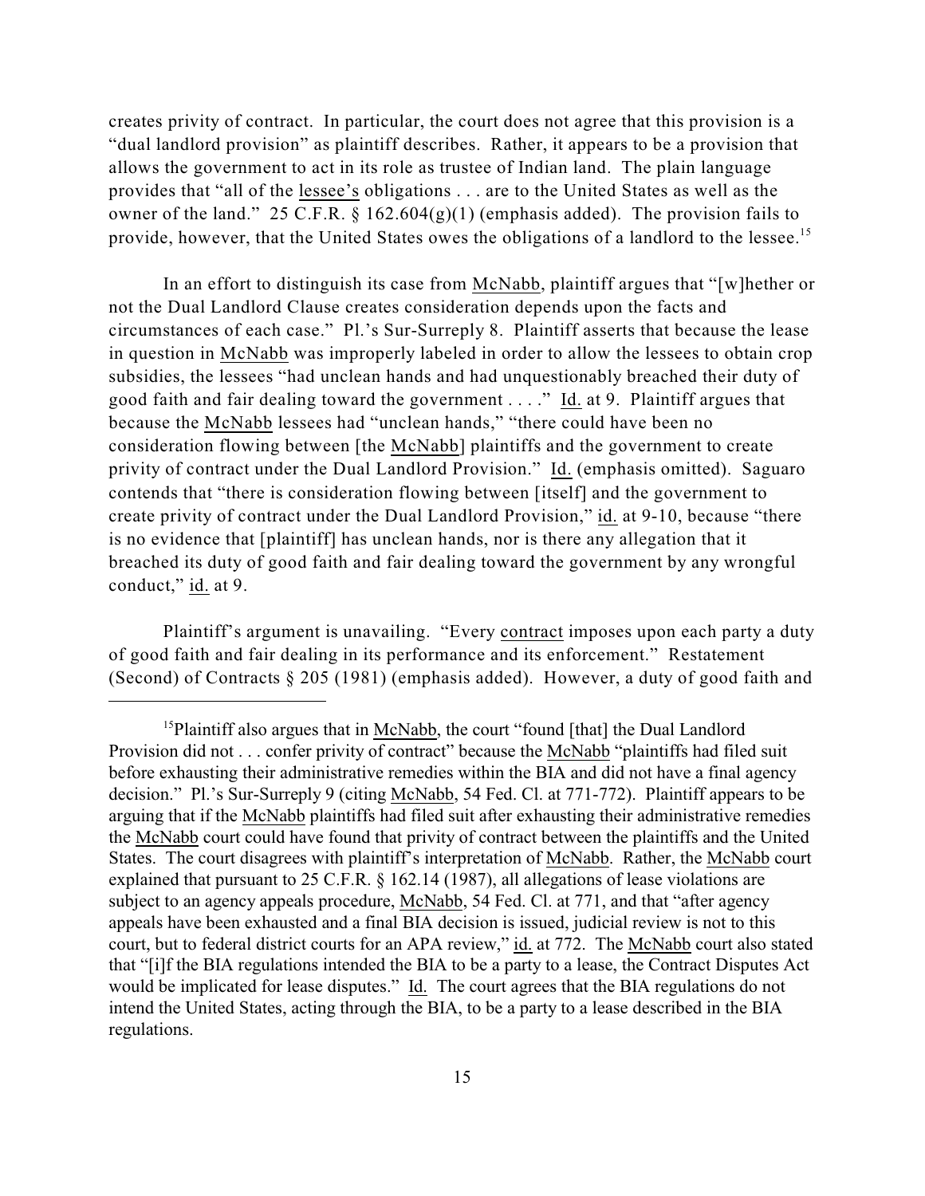creates privity of contract. In particular, the court does not agree that this provision is a "dual landlord provision" as plaintiff describes. Rather, it appears to be a provision that allows the government to act in its role as trustee of Indian land. The plain language provides that "all of the lessee's obligations . . . are to the United States as well as the owner of the land." 25 C.F.R. § 162.604(g)(1) (emphasis added). The provision fails to provide, however, that the United States owes the obligations of a landlord to the lessee.[15]

In an effort to distinguish its case from McNabb, plaintiff argues that "[w]hether or not the Dual Landlord Clause creates consideration depends upon the facts and circumstances of each case." Pl.'s Sur-Surreply 8. Plaintiff asserts that because the lease in question in McNabb was improperly labeled in order to allow the lessees to obtain crop subsidies, the lessees "had unclean hands and had unquestionably breached their duty of good faith and fair dealing toward the government . . . ." Id. at 9. Plaintiff argues that because the McNabb lessees had "unclean hands," "there could have been no consideration flowing between [the McNabb] plaintiffs and the government to create privity of contract under the Dual Landlord Provision." Id. (emphasis omitted). Saguaro contends that "there is consideration flowing between [itself] and the government to create privity of contract under the Dual Landlord Provision," id. at 9-10, because "there is no evidence that [plaintiff] has unclean hands, nor is there any allegation that it breached its duty of good faith and fair dealing toward the government by any wrongful conduct," id. at 9.

Plaintiff's argument is unavailing. "Every contract imposes upon each party a duty of good faith and fair dealing in its performance and its enforcement." Restatement (Second) of Contracts § 205 (1981) (emphasis added). However, a duty of good faith and

---

[15]Plaintiff also argues that in McNabb, the court "found [that] the Dual Landlord Provision did not . . . confer privity of contract" because the McNabb "plaintiffs had filed suit before exhausting their administrative remedies within the BIA and did not have a final agency decision." Pl.'s Sur-Surreply 9 (citing McNabb, 54 Fed. Cl. at 771-772). Plaintiff appears to be arguing that if the McNabb plaintiffs had filed suit after exhausting their administrative remedies the McNabb court could have found that privity of contract between the plaintiffs and the United States. The court disagrees with plaintiff's interpretation of McNabb. Rather, the McNabb court explained that pursuant to 25 C.F.R. § 162.14 (1987), all allegations of lease violations are subject to an agency appeals procedure, McNabb, 54 Fed. Cl. at 771, and that "after agency appeals have been exhausted and a final BIA decision is issued, judicial review is not to this court, but to federal district courts for an APA review," id. at 772. The McNabb court also stated that "[i]f the BIA regulations intended the BIA to be a party to a lease, the Contract Disputes Act would be implicated for lease disputes." Id. The court agrees that the BIA regulations do not intend the United States, acting through the BIA, to be a party to a lease described in the BIA regulations.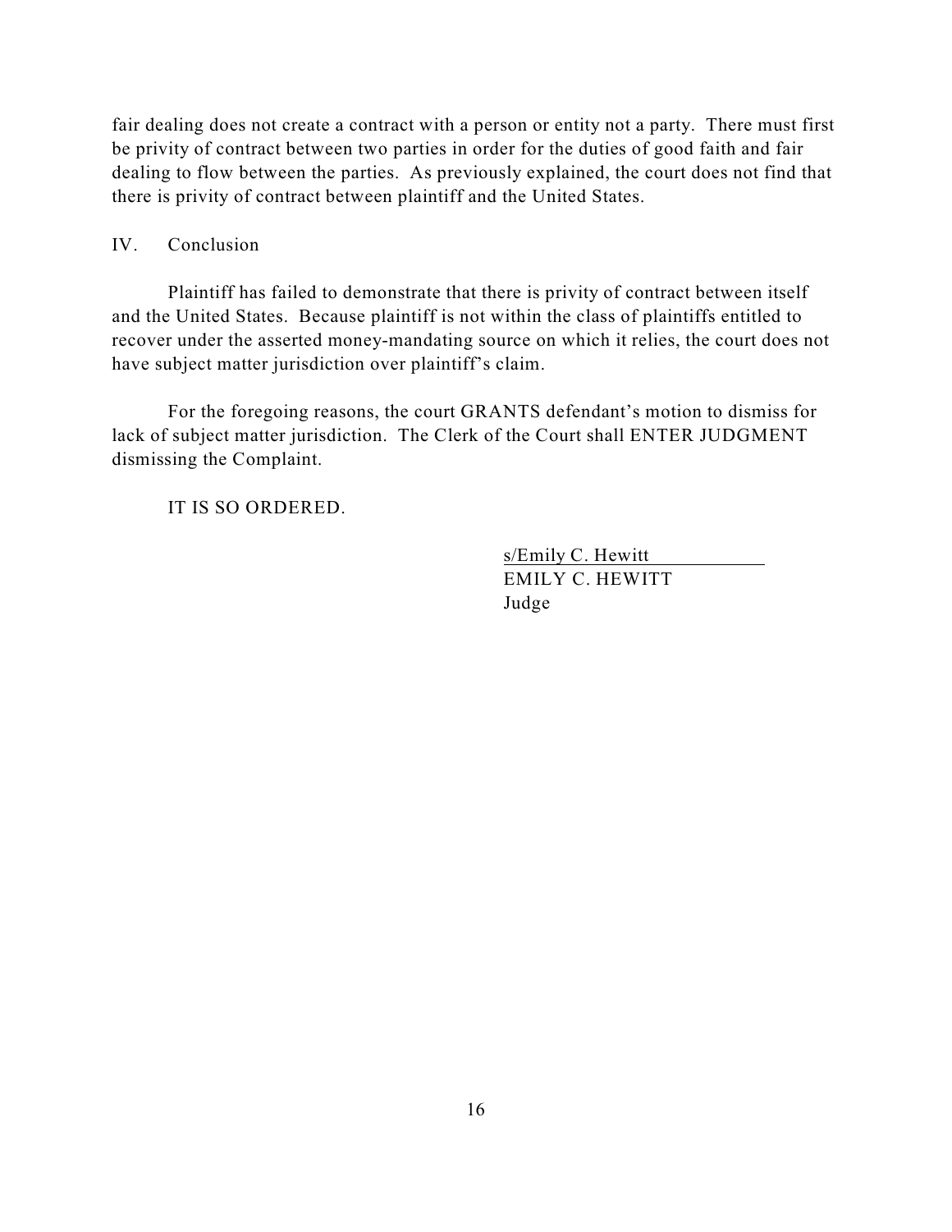fair dealing does not create a contract with a person or entity not a party. There must first be privity of contract between two parties in order for the duties of good faith and fair dealing to flow between the parties. As previously explained, the court does not find that there is privity of contract between plaintiff and the United States.

## IV. Conclusion

Plaintiff has failed to demonstrate that there is privity of contract between itself and the United States. Because plaintiff is not within the class of plaintiffs entitled to recover under the asserted money-mandating source on which it relies, the court does not have subject matter jurisdiction over plaintiff's claim.

For the foregoing reasons, the court GRANTS defendant's motion to dismiss for lack of subject matter jurisdiction. The Clerk of the Court shall ENTER JUDGMENT dismissing the Complaint.

IT IS SO ORDERED.

s/Emily C. Hewitt
EMILY C. HEWITT
Judge